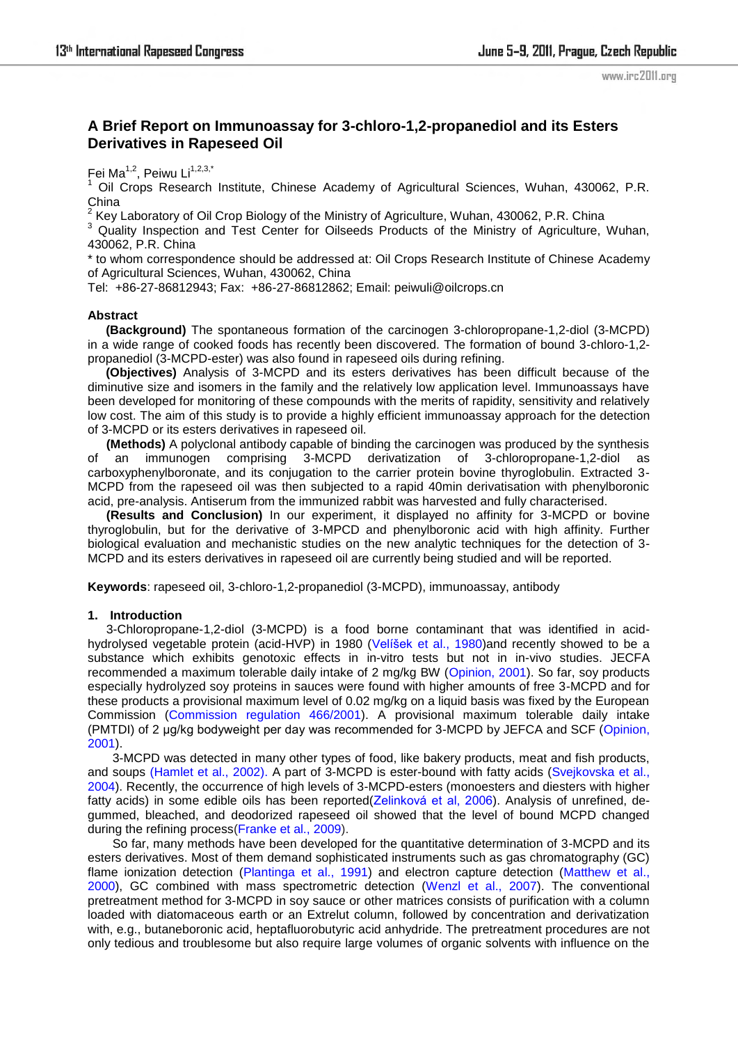# A Brief Report on Immunoassay for 3-chloro-1,2-propanediol and its Esters Derivatives in Rapeseed Oil

Fei Ma[1,2], Peiwu Li[1,2,3,*]

[1] Oil Crops Research Institute, Chinese Academy of Agricultural Sciences, Wuhan, 430062, P.R. China

[2] Key Laboratory of Oil Crop Biology of the Ministry of Agriculture, Wuhan, 430062, P.R. China

[3] Quality Inspection and Test Center for Oilseeds Products of the Ministry of Agriculture, Wuhan, 430062, P.R. China

* to whom correspondence should be addressed at: Oil Crops Research Institute of Chinese Academy of Agricultural Sciences, Wuhan, 430062, China

Tel: +86-27-86812943; Fax: +86-27-86812862; Email: peiwuli@oilcrops.cn

## Abstract

**(Background)** The spontaneous formation of the carcinogen 3-chloropropane-1,2-diol (3-MCPD) in a wide range of cooked foods has recently been discovered. The formation of bound 3-chloro-1,2-propanediol (3-MCPD-ester) was also found in rapeseed oils during refining.

**(Objectives)** Analysis of 3-MCPD and its esters derivatives has been difficult because of the diminutive size and isomers in the family and the relatively low application level. Immunoassays have been developed for monitoring of these compounds with the merits of rapidity, sensitivity and relatively low cost. The aim of this study is to provide a highly efficient immunoassay approach for the detection of 3-MCPD or its esters derivatives in rapeseed oil.

**(Methods)** A polyclonal antibody capable of binding the carcinogen was produced by the synthesis of an immunogen comprising 3-MCPD derivatization of 3-chloropropane-1,2-diol as carboxyphenylboronate, and its conjugation to the carrier protein bovine thyroglobulin. Extracted 3-MCPD from the rapeseed oil was then subjected to a rapid 40min derivatisation with phenylboronic acid, pre-analysis. Antiserum from the immunized rabbit was harvested and fully characterised.

**(Results and Conclusion)** In our experiment, it displayed no affinity for 3-MCPD or bovine thyroglobulin, but for the derivative of 3-MPCD and phenylboronic acid with high affinity. Further biological evaluation and mechanistic studies on the new analytic techniques for the detection of 3-MCPD and its esters derivatives in rapeseed oil are currently being studied and will be reported.

**Keywords**: rapeseed oil, 3-chloro-1,2-propanediol (3-MCPD), immunoassay, antibody

## 1. Introduction

3-Chloropropane-1,2-diol (3-MCPD) is a food borne contaminant that was identified in acid-hydrolysed vegetable protein (acid-HVP) in 1980 (Velíšek et al., 1980)and recently showed to be a substance which exhibits genotoxic effects in in-vitro tests but not in in-vivo studies. JECFA recommended a maximum tolerable daily intake of 2 mg/kg BW (Opinion, 2001). So far, soy products especially hydrolyzed soy proteins in sauces were found with higher amounts of free 3-MCPD and for these products a provisional maximum level of 0.02 mg/kg on a liquid basis was fixed by the European Commission (Commission regulation 466/2001). A provisional maximum tolerable daily intake (PMTDI) of 2 µg/kg bodyweight per day was recommended for 3-MCPD by JEFCA and SCF (Opinion, 2001).

3-MCPD was detected in many other types of food, like bakery products, meat and fish products, and soups (Hamlet et al., 2002). A part of 3-MCPD is ester-bound with fatty acids (Svejkovska et al., 2004). Recently, the occurrence of high levels of 3-MCPD-esters (monoesters and diesters with higher fatty acids) in some edible oils has been reported(Zelinková et al, 2006). Analysis of unrefined, de-gummed, bleached, and deodorized rapeseed oil showed that the level of bound MCPD changed during the refining process(Franke et al., 2009).

So far, many methods have been developed for the quantitative determination of 3-MCPD and its esters derivatives. Most of them demand sophisticated instruments such as gas chromatography (GC) flame ionization detection (Plantinga et al., 1991) and electron capture detection (Matthew et al., 2000), GC combined with mass spectrometric detection (Wenzl et al., 2007). The conventional pretreatment method for 3-MCPD in soy sauce or other matrices consists of purification with a column loaded with diatomaceous earth or an Extrelut column, followed by concentration and derivatization with, e.g., butaneboronic acid, heptafluorobutyric acid anhydride. The pretreatment procedures are not only tedious and troublesome but also require large volumes of organic solvents with influence on the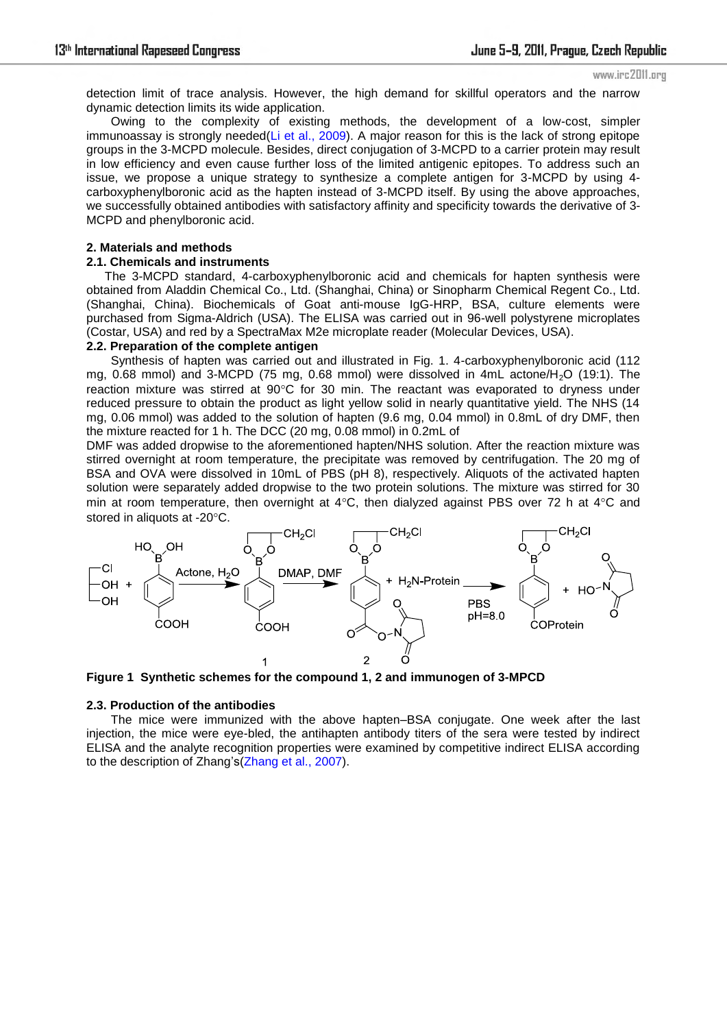detection limit of trace analysis. However, the high demand for skillful operators and the narrow dynamic detection limits its wide application.

Owing to the complexity of existing methods, the development of a low-cost, simpler immunoassay is strongly needed(Li et al., 2009). A major reason for this is the lack of strong epitope groups in the 3-MCPD molecule. Besides, direct conjugation of 3-MCPD to a carrier protein may result in low efficiency and even cause further loss of the limited antigenic epitopes. To address such an issue, we propose a unique strategy to synthesize a complete antigen for 3-MCPD by using 4-carboxyphenylboronic acid as the hapten instead of 3-MCPD itself. By using the above approaches, we successfully obtained antibodies with satisfactory affinity and specificity towards the derivative of 3-MCPD and phenylboronic acid.

## 2. Materials and methods

### 2.1. Chemicals and instruments

The 3-MCPD standard, 4-carboxyphenylboronic acid and chemicals for hapten synthesis were obtained from Aladdin Chemical Co., Ltd. (Shanghai, China) or Sinopharm Chemical Regent Co., Ltd. (Shanghai, China). Biochemicals of Goat anti-mouse IgG-HRP, BSA, culture elements were purchased from Sigma-Aldrich (USA). The ELISA was carried out in 96-well polystyrene microplates (Costar, USA) and red by a SpectraMax M2e microplate reader (Molecular Devices, USA).

### 2.2. Preparation of the complete antigen

Synthesis of hapten was carried out and illustrated in Fig. 1. 4-carboxyphenylboronic acid (112 mg, 0.68 mmol) and 3-MCPD (75 mg, 0.68 mmol) were dissolved in 4mL actone/$H_2O$ (19:1). The reaction mixture was stirred at 90°C for 30 min. The reactant was evaporated to dryness under reduced pressure to obtain the product as light yellow solid in nearly quantitative yield. The NHS (14 mg, 0.06 mmol) was added to the solution of hapten (9.6 mg, 0.04 mmol) in 0.8mL of dry DMF, then the mixture reacted for 1 h. The DCC (20 mg, 0.08 mmol) in 0.2mL of DMF was added dropwise to the aforementioned hapten/NHS solution. After the reaction mixture was stirred overnight at room temperature, the precipitate was removed by centrifugation. The 20 mg of BSA and OVA were dissolved in 10mL of PBS (pH 8), respectively. Aliquots of the activated hapten solution were separately added dropwise to the two protein solutions. The mixture was stirred for 30 min at room temperature, then overnight at 4°C, then dialyzed against PBS over 72 h at 4°C and stored in aliquots at -20°C.

**Figure 1 Synthetic schemes for the compound 1, 2 and immunogen of 3-MPCD**

### 2.3. Production of the antibodies

The mice were immunized with the above hapten–BSA conjugate. One week after the last injection, the mice were eye-bled, the antihapten antibody titers of the sera were tested by indirect ELISA and the analyte recognition properties were examined by competitive indirect ELISA according to the description of Zhang's(Zhang et al., 2007).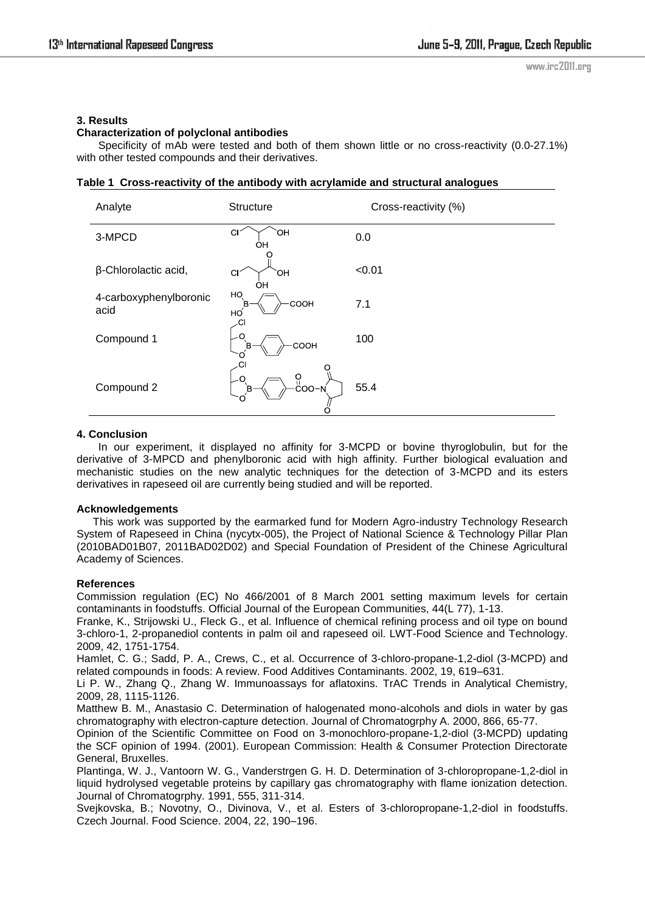## 3. Results

### Characterization of polyclonal antibodies

Specificity of mAb were tested and both of them shown little or no cross-reactivity (0.0-27.1%) with other tested compounds and their derivatives.

**Table 1 Cross-reactivity of the antibody with acrylamide and structural analogues**

| Analyte | Structure | Cross-reactivity (%) |
|---|---|---|
| 3-MPCD | Cl–CH₂–CH(OH)–CH₂–OH | 0.0 |
| β-Chlorolactic acid, | Cl–CH₂–CH(OH)–C(=O)–OH | <0.01 |
| 4-carboxyphenylboronic acid | (HO)₂B–C₆H₄–COOH | 7.1 |
| Compound 1 | (Cl-substituted cyclic boronate ester)–C₆H₄–COOH | 100 |
| Compound 2 | (Cl-substituted cyclic boronate ester)–C₆H₄–COO–N(succinimide) | 55.4 |

## 4. Conclusion

In our experiment, it displayed no affinity for 3-MCPD or bovine thyroglobulin, but for the derivative of 3-MPCD and phenylboronic acid with high affinity. Further biological evaluation and mechanistic studies on the new analytic techniques for the detection of 3-MCPD and its esters derivatives in rapeseed oil are currently being studied and will be reported.

### Acknowledgements

This work was supported by the earmarked fund for Modern Agro-industry Technology Research System of Rapeseed in China (nycytx-005), the Project of National Science & Technology Pillar Plan (2010BAD01B07, 2011BAD02D02) and Special Foundation of President of the Chinese Agricultural Academy of Sciences.

### References

Commission regulation (EC) No 466/2001 of 8 March 2001 setting maximum levels for certain contaminants in foodstuffs. Official Journal of the European Communities, 44(L 77), 1-13.

Franke, K., Strijowski U., Fleck G., et al. Influence of chemical refining process and oil type on bound 3-chloro-1, 2-propanediol contents in palm oil and rapeseed oil. LWT-Food Science and Technology. 2009, 42, 1751-1754.

Hamlet, C. G.; Sadd, P. A., Crews, C., et al. Occurrence of 3-chloro-propane-1,2-diol (3-MCPD) and related compounds in foods: A review. Food Additives Contaminants. 2002, 19, 619–631.

Li P. W., Zhang Q., Zhang W. Immunoassays for aflatoxins. TrAC Trends in Analytical Chemistry, 2009, 28, 1115-1126.

Matthew B. M., Anastasio C. Determination of halogenated mono-alcohols and diols in water by gas chromatography with electron-capture detection. Journal of Chromatogrphy A. 2000, 866, 65-77.

Opinion of the Scientific Committee on Food on 3-monochloro-propane-1,2-diol (3-MCPD) updating the SCF opinion of 1994. (2001). European Commission: Health & Consumer Protection Directorate General, Bruxelles.

Plantinga, W. J., Vantoorn W. G., Vanderstrgen G. H. D. Determination of 3-chloropropane-1,2-diol in liquid hydrolysed vegetable proteins by capillary gas chromatography with flame ionization detection. Journal of Chromatogrphy. 1991, 555, 311-314.

Svejkovska, B.; Novotny, O., Divinova, V., et al. Esters of 3-chloropropane-1,2-diol in foodstuffs. Czech Journal. Food Science. 2004, 22, 190–196.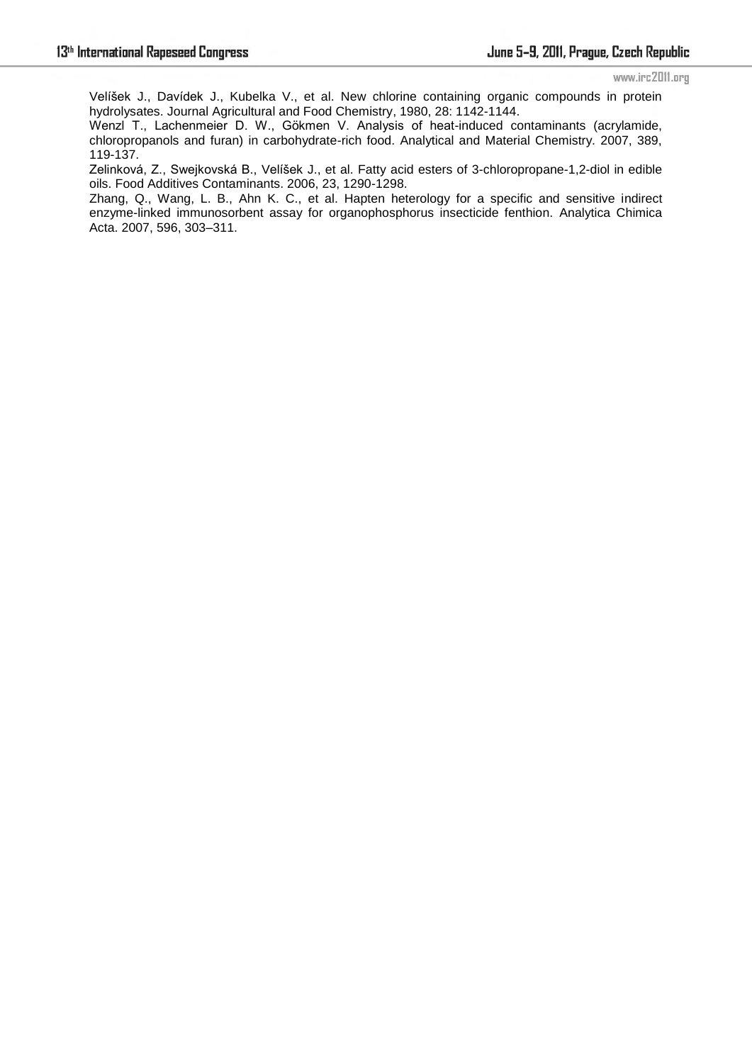Velíšek J., Davídek J., Kubelka V., et al. New chlorine containing organic compounds in protein hydrolysates. Journal Agricultural and Food Chemistry, 1980, 28: 1142-1144.

Wenzl T., Lachenmeier D. W., Gökmen V. Analysis of heat-induced contaminants (acrylamide, chloropropanols and furan) in carbohydrate-rich food. Analytical and Material Chemistry. 2007, 389, 119-137.

Zelinková, Z., Swejkovská B., Velíšek J., et al. Fatty acid esters of 3-chloropropane-1,2-diol in edible oils. Food Additives Contaminants. 2006, 23, 1290-1298.

Zhang, Q., Wang, L. B., Ahn K. C., et al. Hapten heterology for a specific and sensitive indirect enzyme-linked immunosorbent assay for organophosphorus insecticide fenthion. Analytica Chimica Acta. 2007, 596, 303–311.